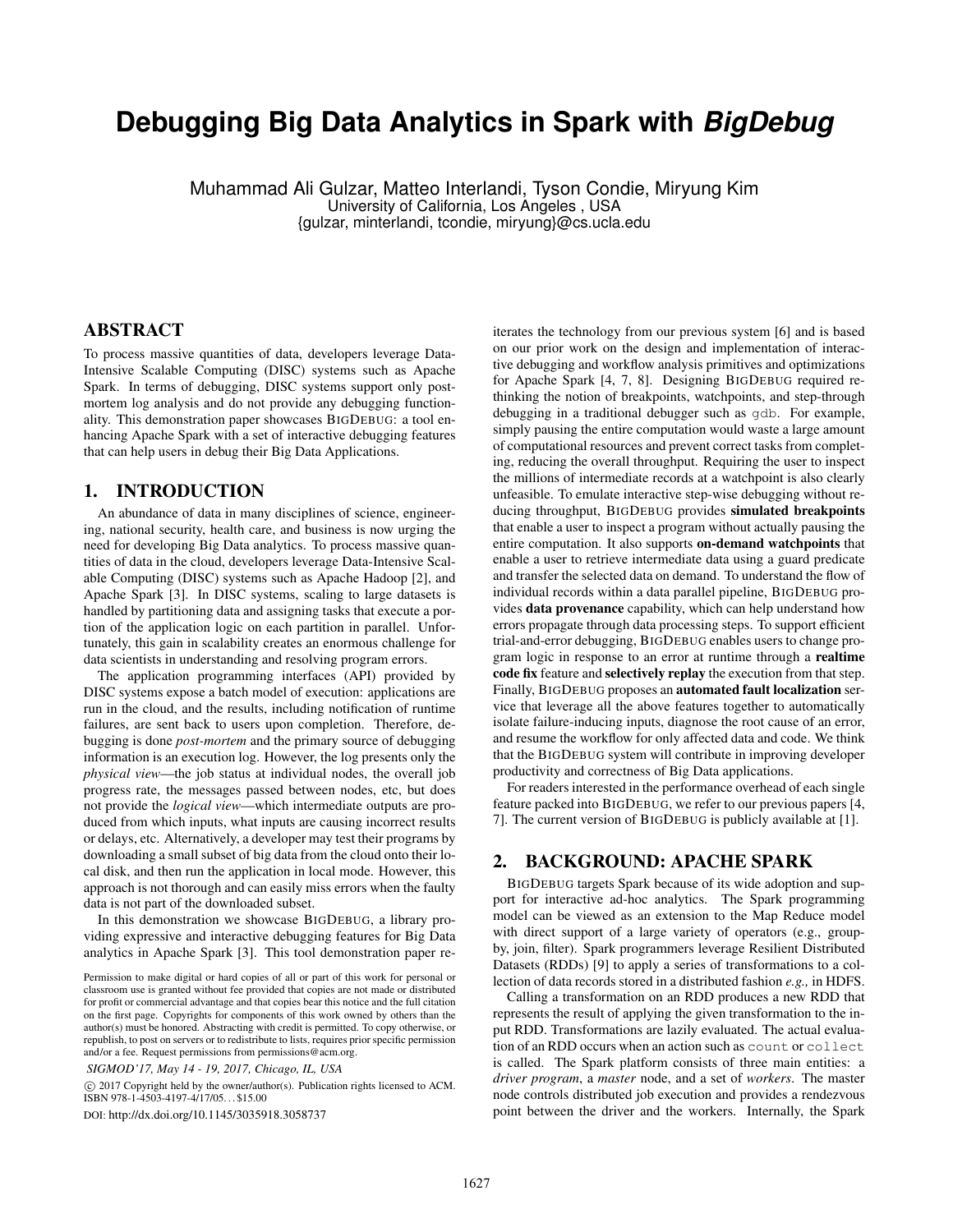# Debugging Big Data Analytics in Spark with *BigDebug*

Muhammad Ali Gulzar, Matteo Interlandi, Tyson Condie, Miryung Kim
University of California, Los Angeles , USA
{gulzar, minterlandi, tcondie, miryung}@cs.ucla.edu

## ABSTRACT

To process massive quantities of data, developers leverage Data-Intensive Scalable Computing (DISC) systems such as Apache Spark. In terms of debugging, DISC systems support only post-mortem log analysis and do not provide any debugging functionality. This demonstration paper showcases BIGDEBUG: a tool enhancing Apache Spark with a set of interactive debugging features that can help users in debug their Big Data Applications.

## 1. INTRODUCTION

An abundance of data in many disciplines of science, engineering, national security, health care, and business is now urging the need for developing Big Data analytics. To process massive quantities of data in the cloud, developers leverage Data-Intensive Scalable Computing (DISC) systems such as Apache Hadoop [2], and Apache Spark [3]. In DISC systems, scaling to large datasets is handled by partitioning data and assigning tasks that execute a portion of the application logic on each partition in parallel. Unfortunately, this gain in scalability creates an enormous challenge for data scientists in understanding and resolving program errors.

The application programming interfaces (API) provided by DISC systems expose a batch model of execution: applications are run in the cloud, and the results, including notification of runtime failures, are sent back to users upon completion. Therefore, debugging is done *post-mortem* and the primary source of debugging information is an execution log. However, the log presents only the *physical view*—the job status at individual nodes, the overall job progress rate, the messages passed between nodes, etc, but does not provide the *logical view*—which intermediate outputs are produced from which inputs, what inputs are causing incorrect results or delays, etc. Alternatively, a developer may test their programs by downloading a small subset of big data from the cloud onto their local disk, and then run the application in local mode. However, this approach is not thorough and can easily miss errors when the faulty data is not part of the downloaded subset.

In this demonstration we showcase BIGDEBUG, a library providing expressive and interactive debugging features for Big Data analytics in Apache Spark [3]. This tool demonstration paper reiterates the technology from our previous system [6] and is based on our prior work on the design and implementation of interactive debugging and workflow analysis primitives and optimizations for Apache Spark [4, 7, 8]. Designing BIGDEBUG required rethinking the notion of breakpoints, watchpoints, and step-through debugging in a traditional debugger such as `gdb`. For example, simply pausing the entire computation would waste a large amount of computational resources and prevent correct tasks from completing, reducing the overall throughput. Requiring the user to inspect the millions of intermediate records at a watchpoint is also clearly unfeasible. To emulate interactive step-wise debugging without reducing throughput, BIGDEBUG provides **simulated breakpoints** that enable a user to inspect a program without actually pausing the entire computation. It also supports **on-demand watchpoints** that enable a user to retrieve intermediate data using a guard predicate and transfer the selected data on demand. To understand the flow of individual records within a data parallel pipeline, BIGDEBUG provides **data provenance** capability, which can help understand how errors propagate through data processing steps. To support efficient trial-and-error debugging, BIGDEBUG enables users to change program logic in response to an error at runtime through a **realtime code fix** feature and **selectively replay** the execution from that step. Finally, BIGDEBUG proposes an **automated fault localization** service that leverage all the above features together to automatically isolate failure-inducing inputs, diagnose the root cause of an error, and resume the workflow for only affected data and code. We think that the BIGDEBUG system will contribute in improving developer productivity and correctness of Big Data applications.

For readers interested in the performance overhead of each single feature packed into BIGDEBUG, we refer to our previous papers [4, 7]. The current version of BIGDEBUG is publicly available at [1].

## 2. BACKGROUND: APACHE SPARK

BIGDEBUG targets Spark because of its wide adoption and support for interactive ad-hoc analytics. The Spark programming model can be viewed as an extension to the Map Reduce model with direct support of a large variety of operators (e.g., group-by, join, filter). Spark programmers leverage Resilient Distributed Datasets (RDDs) [9] to apply a series of transformations to a collection of data records stored in a distributed fashion *e.g.,* in HDFS.

Calling a transformation on an RDD produces a new RDD that represents the result of applying the given transformation to the input RDD. Transformations are lazily evaluated. The actual evaluation of an RDD occurs when an action such as `count` or `collect` is called. The Spark platform consists of three main entities: a *driver program*, a *master* node, and a set of *workers*. The master node controls distributed job execution and provides a rendezvous point between the driver and the workers. Internally, the Spark

Permission to make digital or hard copies of all or part of this work for personal or classroom use is granted without fee provided that copies are not made or distributed for profit or commercial advantage and that copies bear this notice and the full citation on the first page. Copyrights for components of this work owned by others than the author(s) must be honored. Abstracting with credit is permitted. To copy otherwise, or republish, to post on servers or to redistribute to lists, requires prior specific permission and/or a fee. Request permissions from permissions@acm.org.

*SIGMOD'17, May 14 - 19, 2017, Chicago, IL, USA*

© 2017 Copyright held by the owner/author(s). Publication rights licensed to ACM. ISBN 978-1-4503-4197-4/17/05. . . $15.00

DOI: http://dx.doi.org/10.1145/3035918.3058737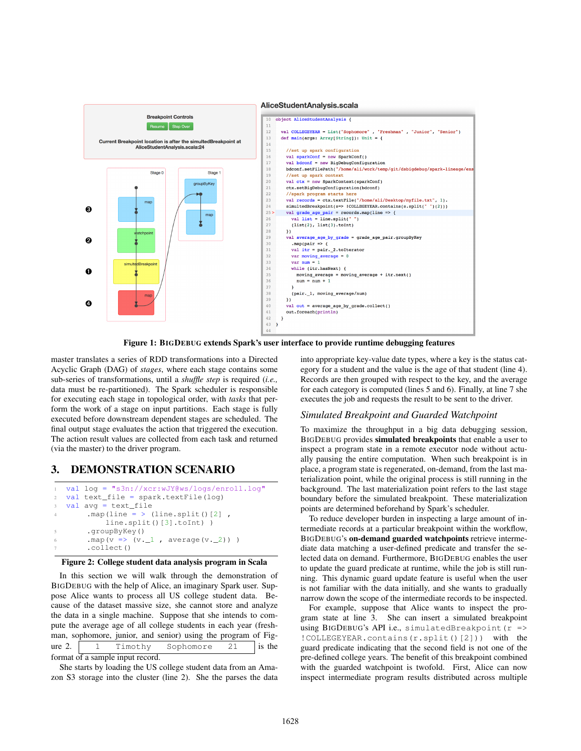Figure 1: BIGDEBUG extends Spark's user interface to provide runtime debugging features

master translates a series of RDD transformations into a Directed Acyclic Graph (DAG) of *stages*, where each stage contains some sub-series of transformations, until a *shuffle step* is required (*i.e.,* data must be re-partitioned). The Spark scheduler is responsible for executing each stage in topological order, with *tasks* that perform the work of a stage on input partitions. Each stage is fully executed before downstream dependent stages are scheduled. The final output stage evaluates the action that triggered the execution. The action result values are collected from each task and returned (via the master) to the driver program.

## 3. DEMONSTRATION SCENARIO

```
1  val log = "s3n://xcr:wJY@ws/logs/enroll.log"
2  val text_file = spark.textFile(log)
3  val avg = text_file
4      .map(line = > (line.split()[2] ,
           line.split()[3].toInt) )
5      .groupByKey()
6      .map(v => (v._1 , average(v._2)) )
7      .collect()
```

**Figure 2: College student data analysis program in Scala**

In this section we will walk through the demonstration of BIGDEBUG with the help of Alice, an imaginary Spark user. Suppose Alice wants to process all US college student data. Because of the dataset massive size, she cannot store and analyze the data in a single machine. Suppose that she intends to compute the average age of all college students in each year (freshman, sophomore, junior, and senior) using the program of Figure 2. `1 Timothy Sophomore 21` is the format of a sample input record.

She starts by loading the US college student data from an Amazon S3 storage into the cluster (line 2). She the parses the data into appropriate key-value date types, where a key is the status category of a student and the value is the age of that student (line 4). Records are then grouped with respect to the key, and the average for each category is computed (lines 5 and 6). Finally, at line 7 she executes the job and requests the result to be sent to the driver.

### Simulated Breakpoint and Guarded Watchpoint

To maximize the throughput in a big data debugging session, BIGDEBUG provides **simulated breakpoints** that enable a user to inspect a program state in a remote executor node without actually pausing the entire computation. When such breakpoint is in place, a program state is regenerated, on-demand, from the last materialization point, while the original process is still running in the background. The last materialization point refers to the last stage boundary before the simulated breakpoint. These materialization points are determined beforehand by Spark's scheduler.

To reduce developer burden in inspecting a large amount of intermediate records at a particular breakpoint within the workflow, BIGDEBUG's **on-demand guarded watchpoints** retrieve intermediate data matching a user-defined predicate and transfer the selected data on demand. Furthermore, BIGDEBUG enables the user to update the guard predicate at runtime, while the job is still running. This dynamic guard update feature is useful when the user is not familiar with the data initially, and she wants to gradually narrow down the scope of the intermediate records to be inspected.

For example, suppose that Alice wants to inspect the program state at line 3. She can insert a simulated breakpoint using BIGDEBUG's API i.e., `simulatedBreakpoint(r => !COLLEGEYEAR.contains(r.split()[2]))` with the guard predicate indicating that the second field is not one of the pre-defined college years. The benefit of this breakpoint combined with the guarded watchpoint is twofold. First, Alice can now inspect intermediate program results distributed across multiple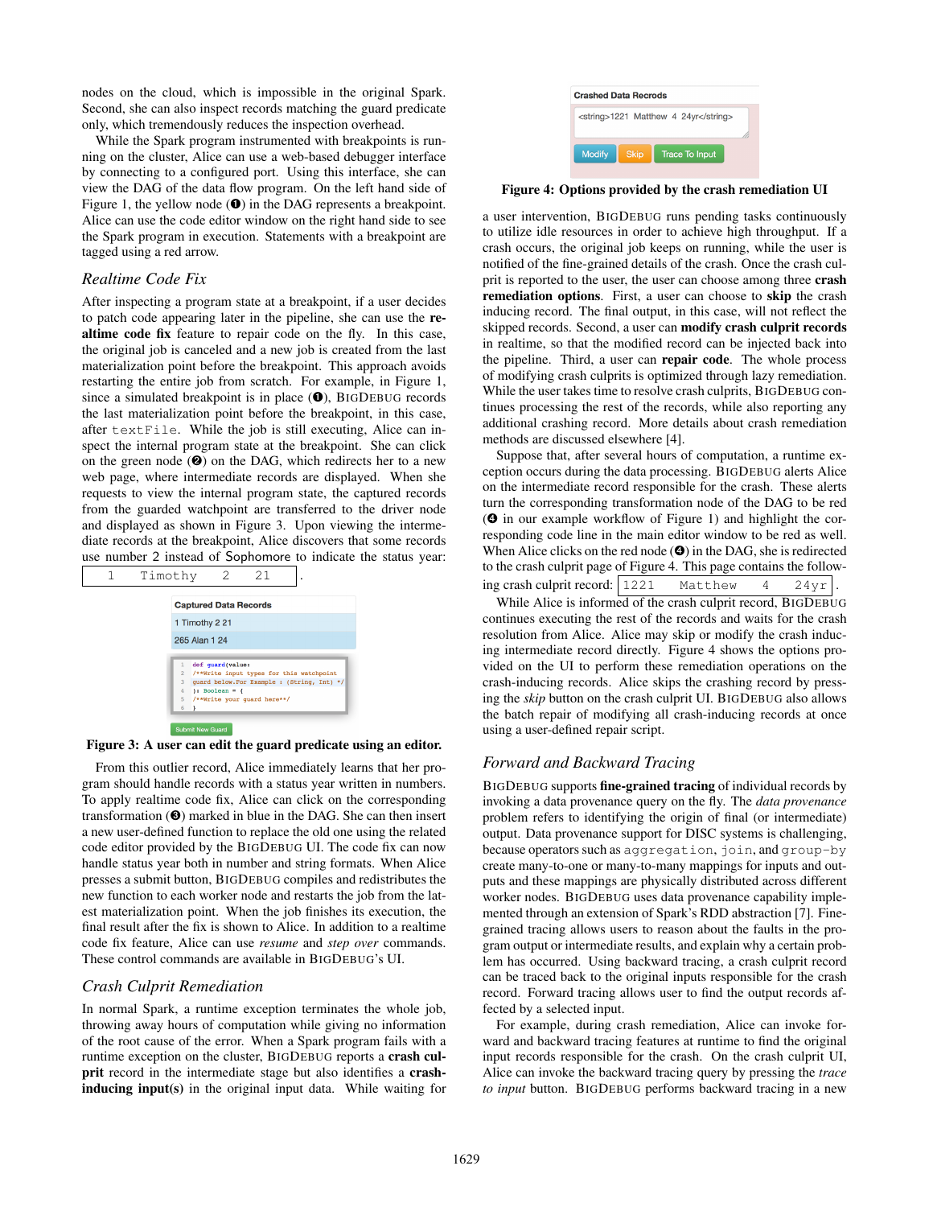nodes on the cloud, which is impossible in the original Spark. Second, she can also inspect records matching the guard predicate only, which tremendously reduces the inspection overhead.

While the Spark program instrumented with breakpoints is running on the cluster, Alice can use a web-based debugger interface by connecting to a configured port. Using this interface, she can view the DAG of the data flow program. On the left hand side of Figure 1, the yellow node (❶) in the DAG represents a breakpoint. Alice can use the code editor window on the right hand side to see the Spark program in execution. Statements with a breakpoint are tagged using a red arrow.

### *Realtime Code Fix*

After inspecting a program state at a breakpoint, if a user decides to patch code appearing later in the pipeline, she can use the **realtime code fix** feature to repair code on the fly. In this case, the original job is canceled and a new job is created from the last materialization point before the breakpoint. This approach avoids restarting the entire job from scratch. For example, in Figure 1, since a simulated breakpoint is in place (❶), BIGDEBUG records the last materialization point before the breakpoint, in this case, after `textFile`. While the job is still executing, Alice can inspect the internal program state at the breakpoint. She can click on the green node (❷) on the DAG, which redirects her to a new web page, where intermediate records are displayed. When she requests to view the internal program state, the captured records from the guarded watchpoint are transferred to the driver node and displayed as shown in Figure 3. Upon viewing the intermediate records at the breakpoint, Alice discovers that some records use number 2 instead of Sophomore to indicate the status year: `1 Timothy 2 21`.

Captured Data Records

1 Timothy 2 21

265 Alan 1 24

```
def guard(value:
/**Write input types for this watchpoint
guard below.For Example : (String, Int) */
): Boolean = {
/**Write your guard here**/
}
```

Submit New Guard

**Figure 3: A user can edit the guard predicate using an editor.**

From this outlier record, Alice immediately learns that her program should handle records with a status year written in numbers. To apply realtime code fix, Alice can click on the corresponding transformation (❸) marked in blue in the DAG. She can then insert a new user-defined function to replace the old one using the related code editor provided by the BIGDEBUG UI. The code fix can now handle status year both in number and string formats. When Alice presses a submit button, BIGDEBUG compiles and redistributes the new function to each worker node and restarts the job from the latest materialization point. When the job finishes its execution, the final result after the fix is shown to Alice. In addition to a realtime code fix feature, Alice can use *resume* and *step over* commands. These control commands are available in BIGDEBUG's UI.

### *Crash Culprit Remediation*

In normal Spark, a runtime exception terminates the whole job, throwing away hours of computation while giving no information of the root cause of the error. When a Spark program fails with a runtime exception on the cluster, BIGDEBUG reports a **crash culprit** record in the intermediate stage but also identifies a **crash-inducing input(s)** in the original input data. While waiting for

Crashed Data Recrods

<string>1221 Matthew 4 24yr</string>

Modify | Skip | Trace To Input

**Figure 4: Options provided by the crash remediation UI**

a user intervention, BIGDEBUG runs pending tasks continuously to utilize idle resources in order to achieve high throughput. If a crash occurs, the original job keeps on running, while the user is notified of the fine-grained details of the crash. Once the crash culprit is reported to the user, the user can choose among three **crash remediation options**. First, a user can choose to **skip** the crash inducing record. The final output, in this case, will not reflect the skipped records. Second, a user can **modify crash culprit records** in realtime, so that the modified record can be injected back into the pipeline. Third, a user can **repair code**. The whole process of modifying crash culprits is optimized through lazy remediation. While the user takes time to resolve crash culprits, BIGDEBUG continues processing the rest of the records, while also reporting any additional crashing record. More details about crash remediation methods are discussed elsewhere [4].

Suppose that, after several hours of computation, a runtime exception occurs during the data processing. BIGDEBUG alerts Alice on the intermediate record responsible for the crash. These alerts turn the corresponding transformation node of the DAG to be red (❹ in our example workflow of Figure 1) and highlight the corresponding code line in the main editor window to be red as well. When Alice clicks on the red node (❹) in the DAG, she is redirected to the crash culprit page of Figure 4. This page contains the following crash culprit record: `1221 Matthew 4 24yr`.

While Alice is informed of the crash culprit record, BIGDEBUG continues executing the rest of the records and waits for the crash resolution from Alice. Alice may skip or modify the crash inducing intermediate record directly. Figure 4 shows the options provided on the UI to perform these remediation operations on the crash-inducing records. Alice skips the crashing record by pressing the *skip* button on the crash culprit UI. BIGDEBUG also allows the batch repair of modifying all crash-inducing records at once using a user-defined repair script.

### *Forward and Backward Tracing*

BIGDEBUG supports **fine-grained tracing** of individual records by invoking a data provenance query on the fly. The *data provenance* problem refers to identifying the origin of final (or intermediate) output. Data provenance support for DISC systems is challenging, because operators such as `aggregation`, `join`, and `group-by` create many-to-one or many-to-many mappings for inputs and outputs and these mappings are physically distributed across different worker nodes. BIGDEBUG uses data provenance capability implemented through an extension of Spark's RDD abstraction [7]. Fine-grained tracing allows users to reason about the faults in the program output or intermediate results, and explain why a certain problem has occurred. Using backward tracing, a crash culprit record can be traced back to the original inputs responsible for the crash record. Forward tracing allows user to find the output records affected by a selected input.

For example, during crash remediation, Alice can invoke forward and backward tracing features at runtime to find the original input records responsible for the crash. On the crash culprit UI, Alice can invoke the backward tracing query by pressing the *trace to input* button. BIGDEBUG performs backward tracing in a new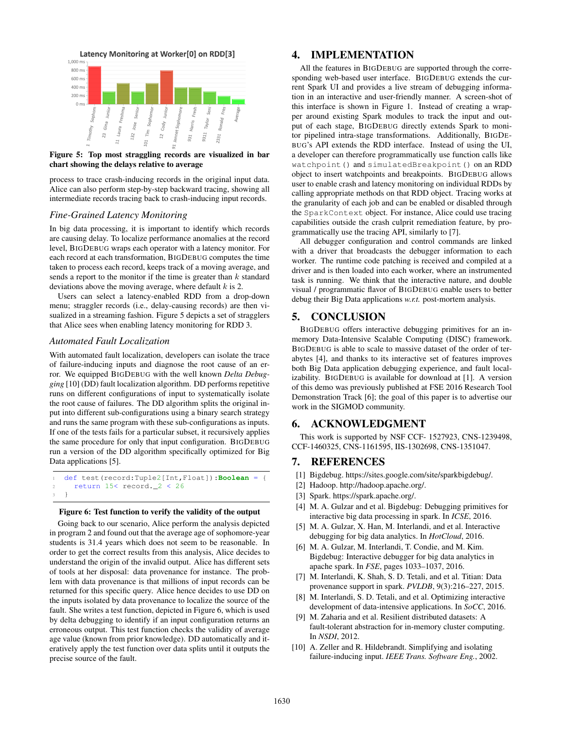Latency Monitoring at Worker[0] on RDD[3]

1,000 ms
800 ms
600 ms
400 ms
200 ms
0 ms

1 Timothy Sophom
23 Gina Junior
11 Laura Freshma
132 Jose Senior
101 Tim Sophomor
12 Cody Junior
91 Jennet Sophomore
931 Harris Fresh
9311 Taylor Seni
2331 Ronald Fres
Average

**Figure 5: Top most straggling records are visualized in bar chart showing the delays relative to average**

process to trace crash-inducing records in the original input data. Alice can also perform step-by-step backward tracing, showing all intermediate records tracing back to crash-inducing input records.

### *Fine-Grained Latency Monitoring*

In big data processing, it is important to identify which records are causing delay. To localize performance anomalies at the record level, BIGDEBUG wraps each operator with a latency monitor. For each record at each transformation, BIGDEBUG computes the time taken to process each record, keeps track of a moving average, and sends a report to the monitor if the time is greater than $k$ standard deviations above the moving average, where default $k$ is 2.

Users can select a latency-enabled RDD from a drop-down menu; straggler records (i.e., delay-causing records) are then visualized in a streaming fashion. Figure 5 depicts a set of stragglers that Alice sees when enabling latency monitoring for RDD 3.

### *Automated Fault Localization*

With automated fault localization, developers can isolate the trace of failure-inducing inputs and diagnose the root cause of an error. We equipped BIGDEBUG with the well known *Delta Debugging* [10] (DD) fault localization algorithm. DD performs repetitive runs on different configurations of input to systematically isolate the root cause of failures. The DD algorithm splits the original input into different sub-configurations using a binary search strategy and runs the same program with these sub-configurations as inputs. If one of the tests fails for a particular subset, it recursively applies the same procedure for only that input configuration. BIGDEBUG run a version of the DD algorithm specifically optimized for Big Data applications [5].

```
def test(record:Tuple2[Int,Float]):Boolean = {
  return 15< record._2 < 26
}
```

**Figure 6: Test function to verify the validity of the output**

Going back to our scenario, Alice perform the analysis depicted in program 2 and found out that the average age of sophomore-year students is 31.4 years which does not seem to be reasonable. In order to get the correct results from this analysis, Alice decides to understand the origin of the invalid output. Alice has different sets of tools at her disposal: data provenance for instance. The problem with data provenance is that millions of input records can be returned for this specific query. Alice hence decides to use DD on the inputs isolated by data provenance to localize the source of the fault. She writes a test function, depicted in Figure 6, which is used by delta debugging to identify if an input configuration returns an erroneous output. This test function checks the validity of average age value (known from prior knowledge). DD automatically and iteratively apply the test function over data splits until it outputs the precise source of the fault.

# 4. IMPLEMENTATION

All the features in BIGDEBUG are supported through the corresponding web-based user interface. BIGDEBUG extends the current Spark UI and provides a live stream of debugging information in an interactive and user-friendly manner. A screen-shot of this interface is shown in Figure 1. Instead of creating a wrapper around existing Spark modules to track the input and output of each stage, BIGDEBUG directly extends Spark to monitor pipelined intra-stage transformations. Additionally, BIGDEBUG's API extends the RDD interface. Instead of using the UI, a developer can therefore programmatically use function calls like `watchpoint()` and `simulatedBreakpoint()` on an RDD object to insert watchpoints and breakpoints. BIGDEBUG allows user to enable crash and latency monitoring on individual RDDs by calling appropriate methods on that RDD object. Tracing works at the granularity of each job and can be enabled or disabled through the `SparkContext` object. For instance, Alice could use tracing capabilities outside the crash culprit remediation feature, by programmatically use the tracing API, similarly to [7].

All debugger configuration and control commands are linked with a driver that broadcasts the debugger information to each worker. The runtime code patching is received and compiled at a driver and is then loaded into each worker, where an instrumented task is running. We think that the interactive nature, and double visual / programmatic flavor of BIGDEBUG enable users to better debug their Big Data applications *w.r.t.* post-mortem analysis.

# 5. CONCLUSION

BIGDEBUG offers interactive debugging primitives for an in-memory Data-Intensive Scalable Computing (DISC) framework. BIGDEBUG is able to scale to massive dataset of the order of terabytes [4], and thanks to its interactive set of features improves both Big Data application debugging experience, and fault localizability. BIGDEBUG is available for download at [1]. A version of this demo was previously published at FSE 2016 Research Tool Demonstration Track [6]; the goal of this paper is to advertise our work in the SIGMOD community.

# 6. ACKNOWLEDGMENT

This work is supported by NSF CCF- 1527923, CNS-1239498, CCF-1460325, CNS-1161595, IIS-1302698, CNS-1351047.

# 7. REFERENCES

[1] Bigdebug. https://sites.google.com/site/sparkbigdebug/.

[2] Hadoop. http://hadoop.apache.org/.

[3] Spark. https://spark.apache.org/.

[4] M. A. Gulzar and et al. Bigdebug: Debugging primitives for interactive big data processing in spark. In *ICSE*, 2016.

[5] M. A. Gulzar, X. Han, M. Interlandi, and et al. Interactive debugging for big data analytics. In *HotCloud*, 2016.

[6] M. A. Gulzar, M. Interlandi, T. Condie, and M. Kim. Bigdebug: Interactive debugger for big data analytics in apache spark. In *FSE*, pages 1033–1037, 2016.

[7] M. Interlandi, K. Shah, S. D. Tetali, and et al. Titian: Data provenance support in spark. *PVLDB*, 9(3):216–227, 2015.

[8] M. Interlandi, S. D. Tetali, and et al. Optimizing interactive development of data-intensive applications. In *SoCC*, 2016.

[9] M. Zaharia and et al. Resilient distributed datasets: A fault-tolerant abstraction for in-memory cluster computing. In *NSDI*, 2012.

[10] A. Zeller and R. Hildebrandt. Simplifying and isolating failure-inducing input. *IEEE Trans. Software Eng.*, 2002.